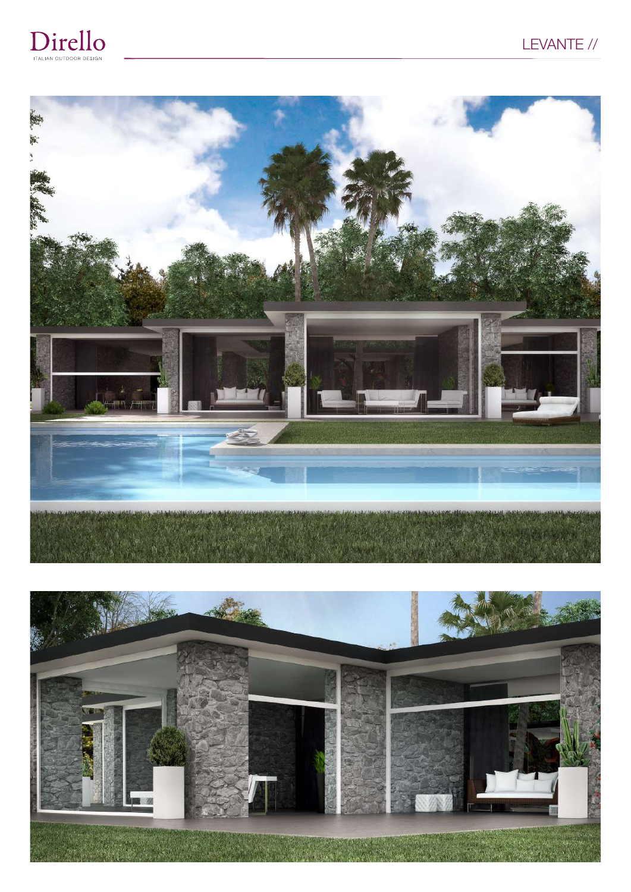Dirello

ITALIAN OUTDOOR DESIGN

LEVANTE //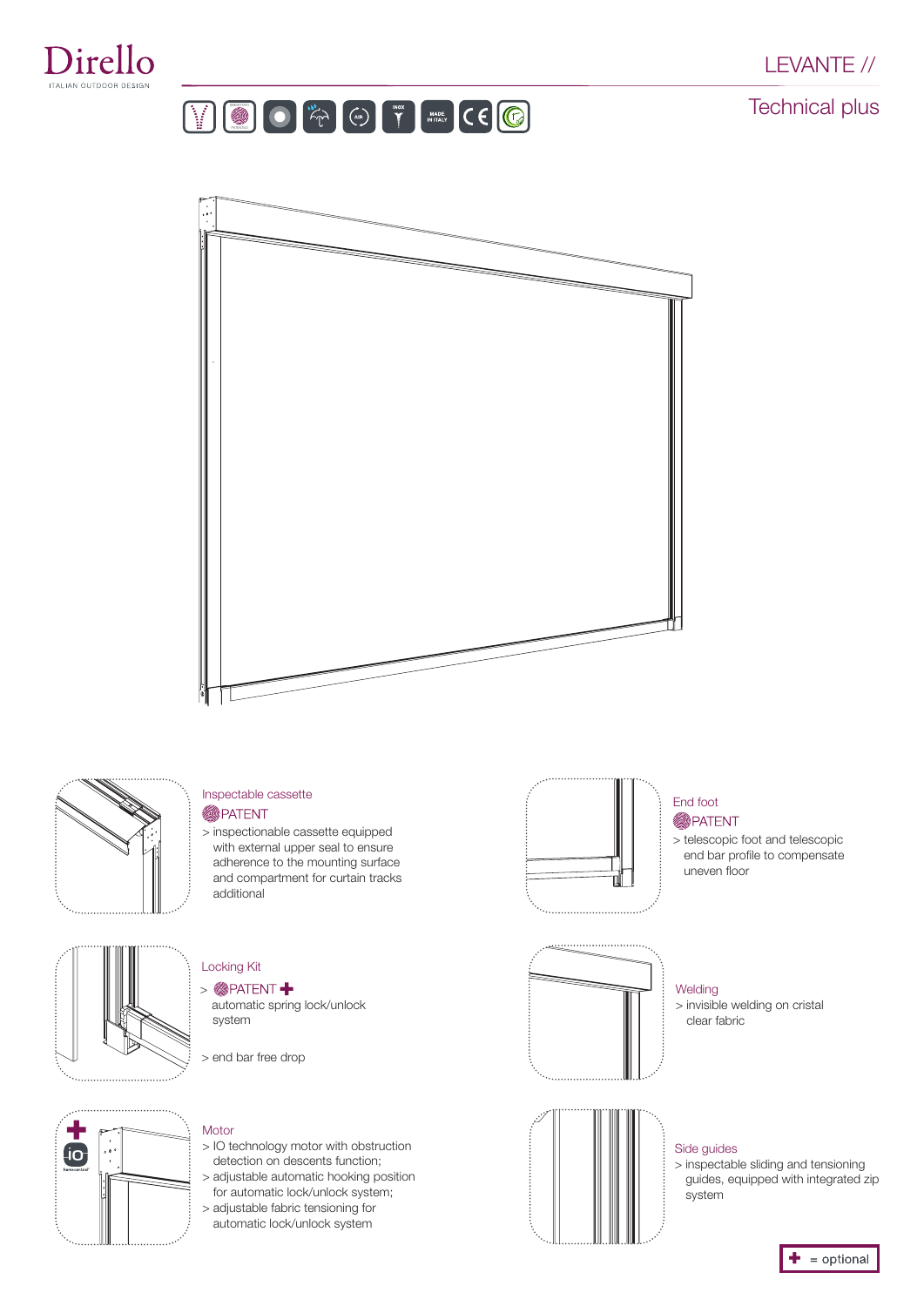Dirello
ITALIAN OUTDOOR DESIGN

# LEVANTE //

## Technical plus

### Inspectable cassette

PATENT

> inspectionable cassette equipped with external upper seal to ensure adherence to the mounting surface and compartment for curtain tracks additional

### End foot

PATENT

> telescopic foot and telescopic end bar profile to compensate uneven floor

### Locking Kit

> PATENT ✚
automatic spring lock/unlock system

> end bar free drop

### Welding

> invisible welding on cristal clear fabric

### Motor

> IO technology motor with obstruction detection on descents function;

> adjustable automatic hooking position for automatic lock/unlock system;

> adjustable fabric tensioning for automatic lock/unlock system

### Side guides

> inspectable sliding and tensioning guides, equipped with integrated zip system

✚ = optional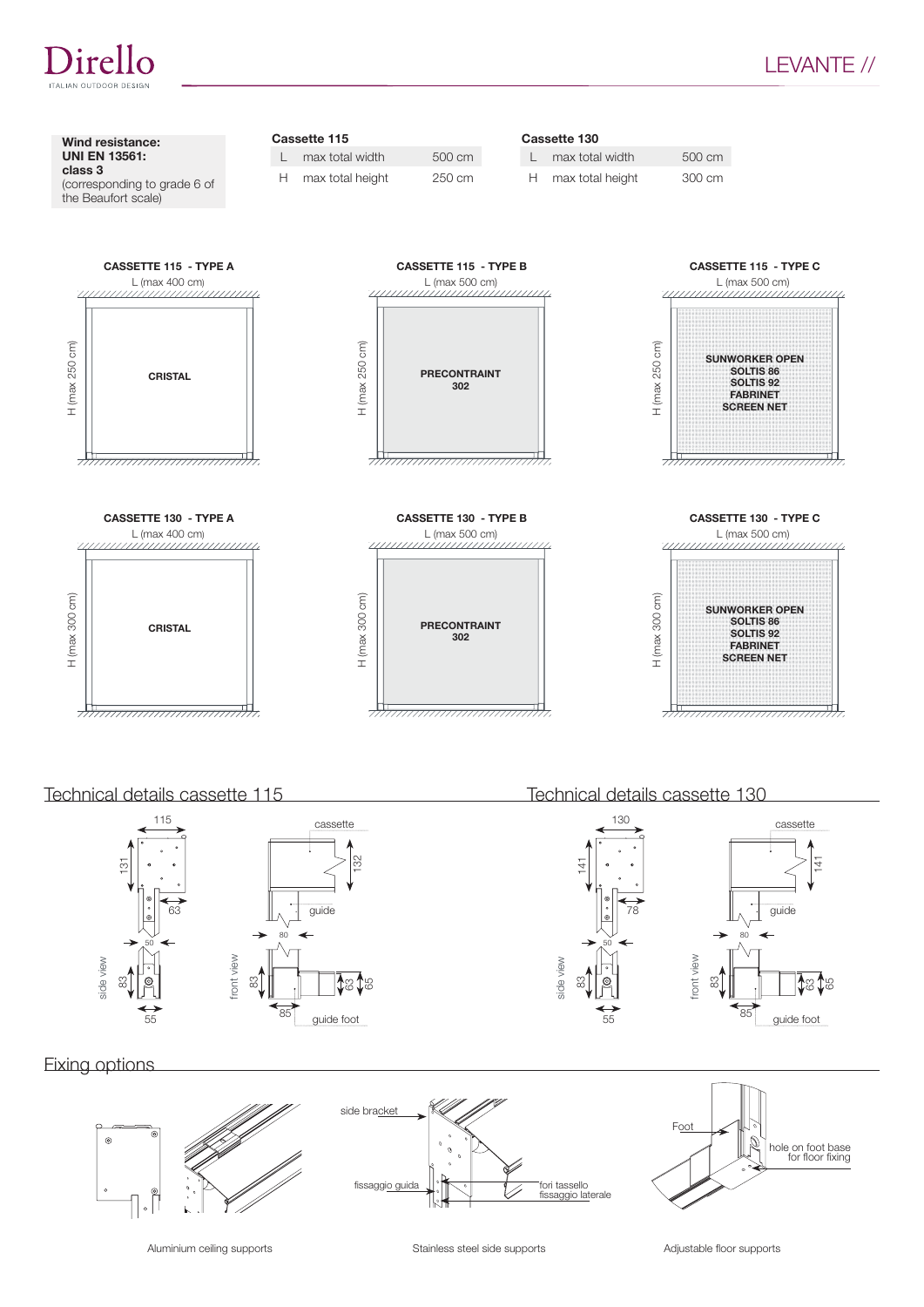Direllо
ITALIAN OUTDOOR DESIGN

# LEVANTE //

**Wind resistance:**
**UNI EN 13561:**
**class 3**
(corresponding to grade 6 of the Beaufort scale)

**Cassette 115**

| | | |
|---|---|---|
| L | max total width | 500 cm |
| H | max total height | 250 cm |

**Cassette 130**

| | | |
|---|---|---|
| L | max total width | 500 cm |
| H | max total height | 300 cm |

**CASSETTE 115 - TYPE A**
L (max 400 cm)
H (max 250 cm)
CRISTAL

**CASSETTE 115 - TYPE B**
L (max 500 cm)
H (max 250 cm)
PRECONTRAINT 302

**CASSETTE 115 - TYPE C**
L (max 500 cm)
H (max 250 cm)
SUNWORKER OPEN
SOLTIS 86
SOLTIS 92
FABRINET
SCREEN NET

**CASSETTE 130 - TYPE A**
L (max 400 cm)
H (max 300 cm)
CRISTAL

**CASSETTE 130 - TYPE B**
L (max 500 cm)
H (max 300 cm)
PRECONTRAINT 302

**CASSETTE 130 - TYPE C**
L (max 500 cm)
H (max 300 cm)
SUNWORKER OPEN
SOLTIS 86
SOLTIS 92
FABRINET
SCREEN NET

## Technical details cassette 115

side view: 115, 131, 63, 50, 83, 55
front view: cassette, 132, guide, 80, 83, 63, 65, 85, guide foot

## Technical details cassette 130

side view: 130, 141, 78, 50, 83, 55
front view: cassette, 141, guide, 80, 83, 63, 65, 85, guide foot

## Fixing options

Aluminium ceiling supports

side bracket
fissaggio guida
fori tassello fissaggio laterale

Stainless steel side supports

Foot
hole on foot base for floor fixing

Adjustable floor supports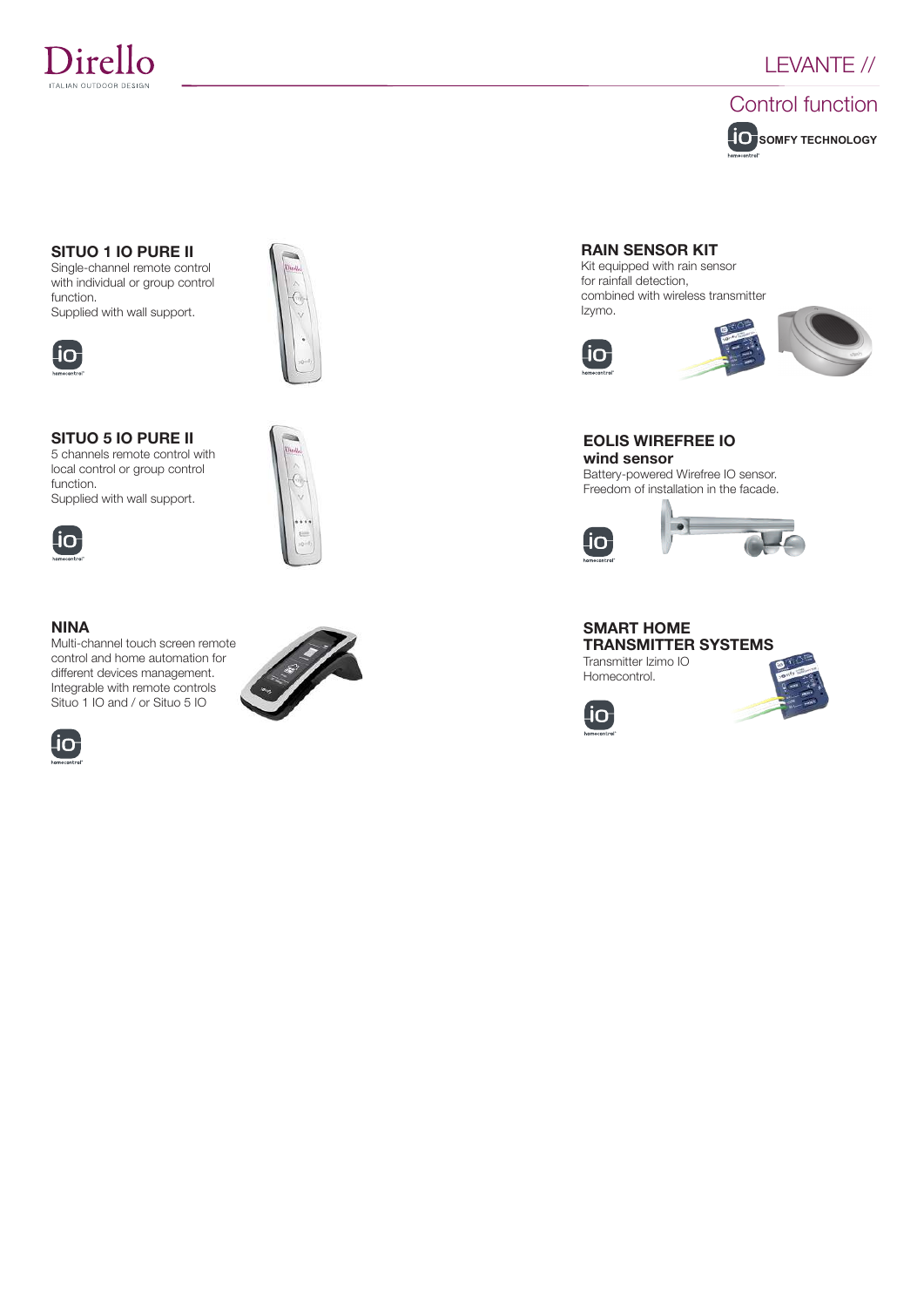# LEVANTE //

## Control function

SOMFY TECHNOLOGY

### SITUO 1 IO PURE II

Single-channel remote control with individual or group control function.
Supplied with wall support.

### SITUO 5 IO PURE II

5 channels remote control with local control or group control function.
Supplied with wall support.

### NINA

Multi-channel touch screen remote control and home automation for different devices management.
Integrable with remote controls Situo 1 IO and / or Situo 5 IO

### RAIN SENSOR KIT

Kit equipped with rain sensor for rainfall detection, combined with wireless transmitter Izymo.

### EOLIS WIREFREE IO wind sensor

Battery-powered Wirefree IO sensor.
Freedom of installation in the facade.

### SMART HOME TRANSMITTER SYSTEMS

Transmitter Izimo IO Homecontrol.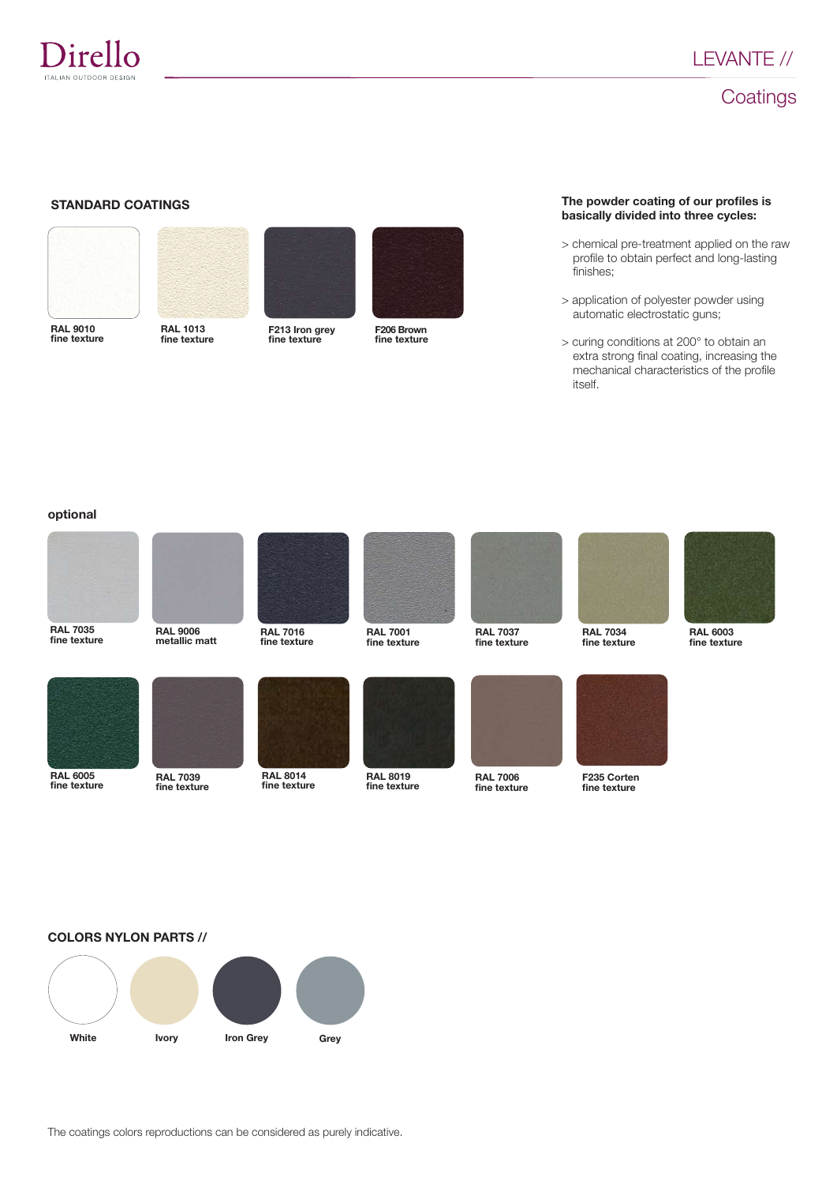# LEVANTE //

## Coatings

### STANDARD COATINGS

**RAL 9010**
**fine texture**

**RAL 1013**
**fine texture**

**F213 Iron grey**
**fine texture**

**F206 Brown**
**fine texture**

**The powder coating of our profiles is basically divided into three cycles:**

> chemical pre-treatment applied on the raw profile to obtain perfect and long-lasting finishes;

> application of polyester powder using automatic electrostatic guns;

> curing conditions at 200° to obtain an extra strong final coating, increasing the mechanical characteristics of the profile itself.

### optional

**RAL 7035**
**fine texture**

**RAL 9006**
**metallic matt**

**RAL 7016**
**fine texture**

**RAL 7001**
**fine texture**

**RAL 7037**
**fine texture**

**RAL 7034**
**fine texture**

**RAL 6003**
**fine texture**

**RAL 6005**
**fine texture**

**RAL 7039**
**fine texture**

**RAL 8014**
**fine texture**

**RAL 8019**
**fine texture**

**RAL 7006**
**fine texture**

**F235 Corten**
**fine texture**

### COLORS NYLON PARTS //

**White**

**Ivory**

**Iron Grey**

**Grey**

The coatings colors reproductions can be considered as purely indicative.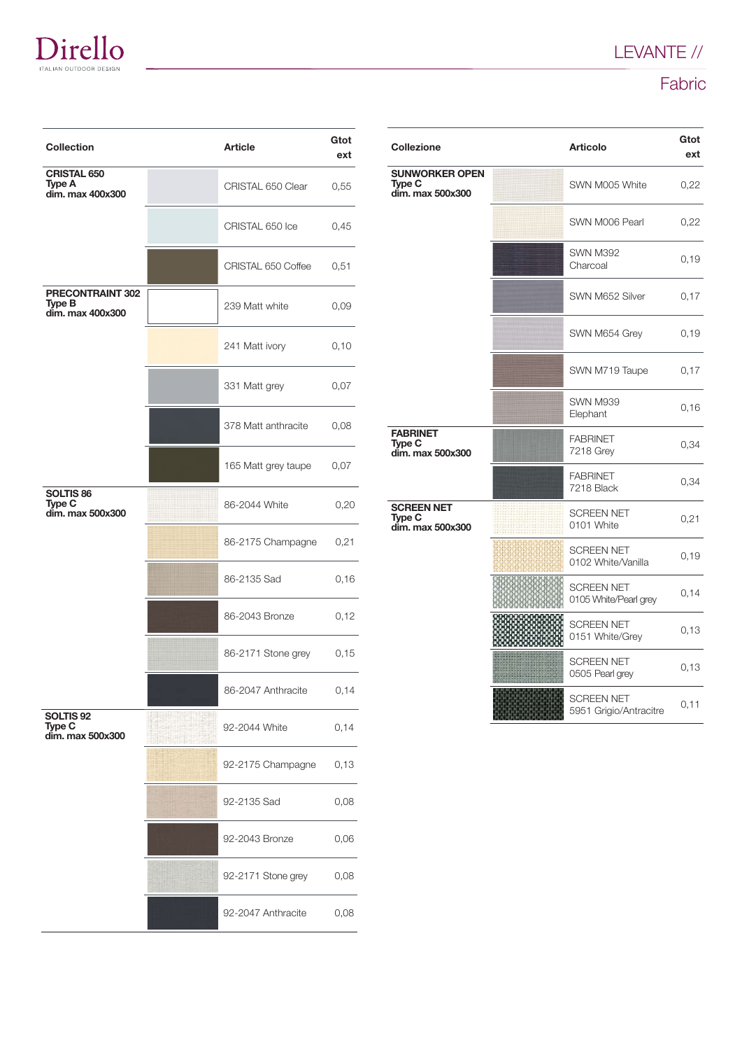Dirello
ITALIAN OUTDOOR DESIGN

# LEVANTE //

## Fabric

| Collection | Article | Gtot ext |
|---|---|---|
| **CRISTAL 650 Type A dim. max 400x300** | CRISTAL 650 Clear | 0,55 |
| | CRISTAL 650 Ice | 0,45 |
| | CRISTAL 650 Coffee | 0,51 |
| **PRECONTRAINT 302 Type B dim. max 400x300** | 239 Matt white | 0,09 |
| | 241 Matt ivory | 0,10 |
| | 331 Matt grey | 0,07 |
| | 378 Matt anthracite | 0,08 |
| | 165 Matt grey taupe | 0,07 |
| **SOLTIS 86 Type C dim. max 500x300** | 86-2044 White | 0,20 |
| | 86-2175 Champagne | 0,21 |
| | 86-2135 Sad | 0,16 |
| | 86-2043 Bronze | 0,12 |
| | 86-2171 Stone grey | 0,15 |
| | 86-2047 Anthracite | 0,14 |
| **SOLTIS 92 Type C dim. max 500x300** | 92-2044 White | 0,14 |
| | 92-2175 Champagne | 0,13 |
| | 92-2135 Sad | 0,08 |
| | 92-2043 Bronze | 0,06 |
| | 92-2171 Stone grey | 0,08 |
| | 92-2047 Anthracite | 0,08 |

| Collezione | Articolo | Gtot ext |
|---|---|---|
| **SUNWORKER OPEN Type C dim. max 500x300** | SWN M005 White | 0,22 |
| | SWN M006 Pearl | 0,22 |
| | SWN M392 Charcoal | 0,19 |
| | SWN M652 Silver | 0,17 |
| | SWN M654 Grey | 0,19 |
| | SWN M719 Taupe | 0,17 |
| | SWN M939 Elephant | 0,16 |
| **FABRINET Type C dim. max 500x300** | FABRINET 7218 Grey | 0,34 |
| | FABRINET 7218 Black | 0,34 |
| **SCREEN NET Type C dim. max 500x300** | SCREEN NET 0101 White | 0,21 |
| | SCREEN NET 0102 White/Vanilla | 0,19 |
| | SCREEN NET 0105 White/Pearl grey | 0,14 |
| | SCREEN NET 0151 White/Grey | 0,13 |
| | SCREEN NET 0505 Pearl grey | 0,13 |
| | SCREEN NET 5951 Grigio/Antracitre | 0,11 |